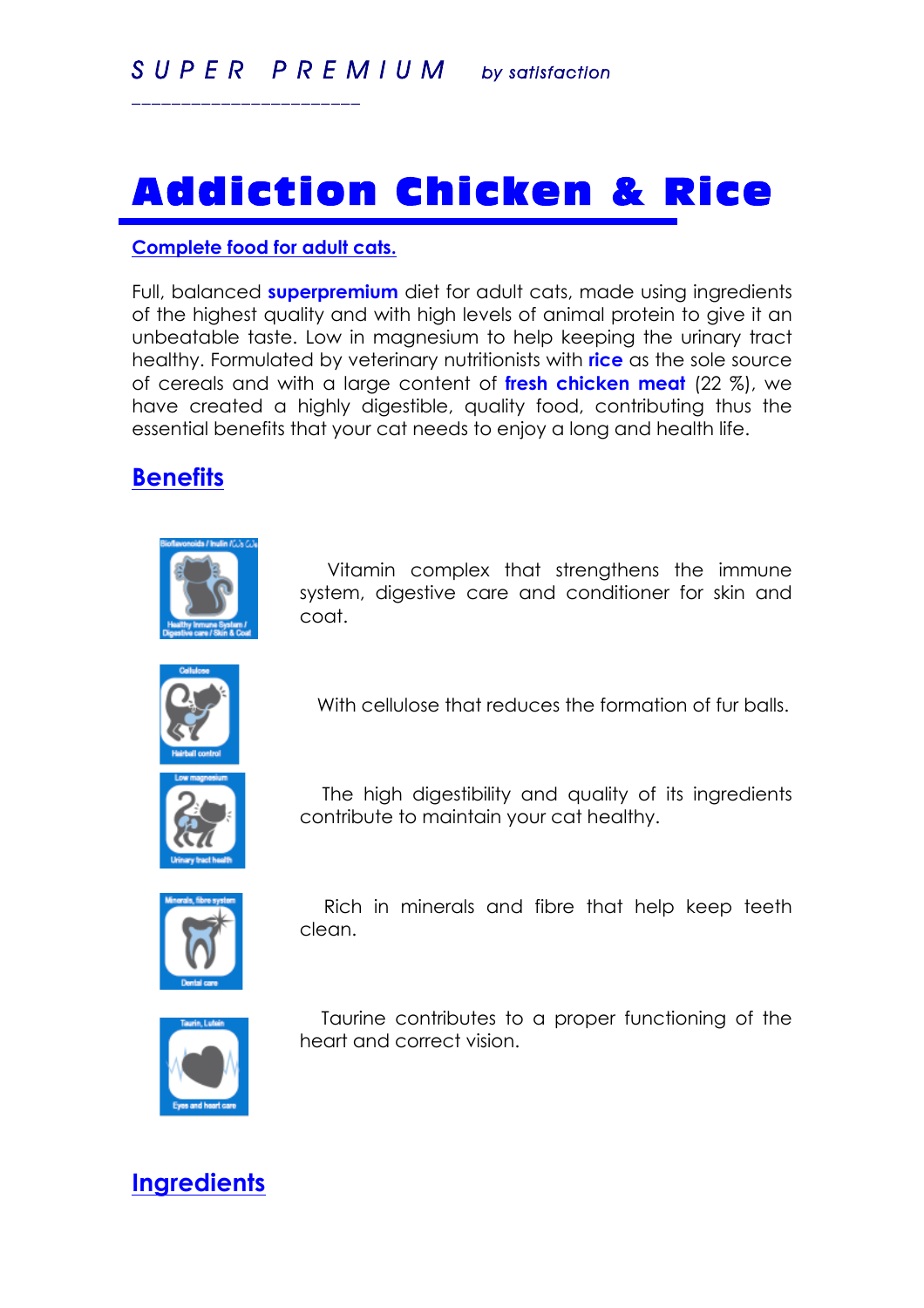SUPER PREMIUM *by satisfaction*

# Addiction Chicken & Rice

**Complete food for adult cats.**

Full, balanced **superpremium** diet for adult cats, made using ingredients of the highest quality and with high levels of animal protein to give it an unbeatable taste. Low in magnesium to help keeping the urinary tract healthy. Formulated by veterinary nutritionists with **rice** as the sole source of cereals and with a large content of **fresh chicken meat** (22 %), we have created a highly digestible, quality food, contributing thus the essential benefits that your cat needs to enjoy a long and health life.

## Benefits

Vitamin complex that strengthens the immune system, digestive care and conditioner for skin and coat.

With cellulose that reduces the formation of fur balls.

The high digestibility and quality of its ingredients contribute to maintain your cat healthy.

Rich in minerals and fibre that help keep teeth clean.

Taurine contributes to a proper functioning of the heart and correct vision.

## Ingredients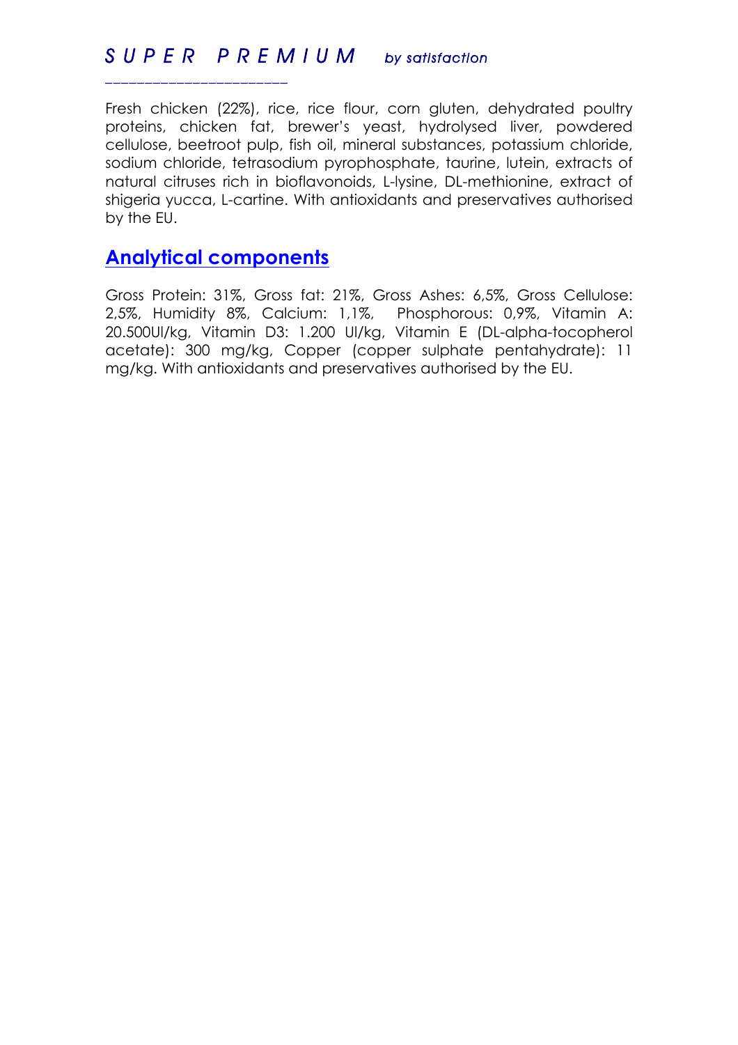## *SUPER PREMIUM* *by satisfaction*

Fresh chicken (22%), rice, rice flour, corn gluten, dehydrated poultry proteins, chicken fat, brewer's yeast, hydrolysed liver, powdered cellulose, beetroot pulp, fish oil, mineral substances, potassium chloride, sodium chloride, tetrasodium pyrophosphate, taurine, lutein, extracts of natural citruses rich in bioflavonoids, L-lysine, DL-methionine, extract of shigeria yucca, L-cartine. With antioxidants and preservatives authorised by the EU.

## Analytical components

Gross Protein: 31%, Gross fat: 21%, Gross Ashes: 6,5%, Gross Cellulose: 2,5%, Humidity 8%, Calcium: 1,1%, Phosphorous: 0,9%, Vitamin A: 20.500UI/kg, Vitamin D3: 1.200 UI/kg, Vitamin E (DL-alpha-tocopherol acetate): 300 mg/kg, Copper (copper sulphate pentahydrate): 11 mg/kg. With antioxidants and preservatives authorised by the EU.